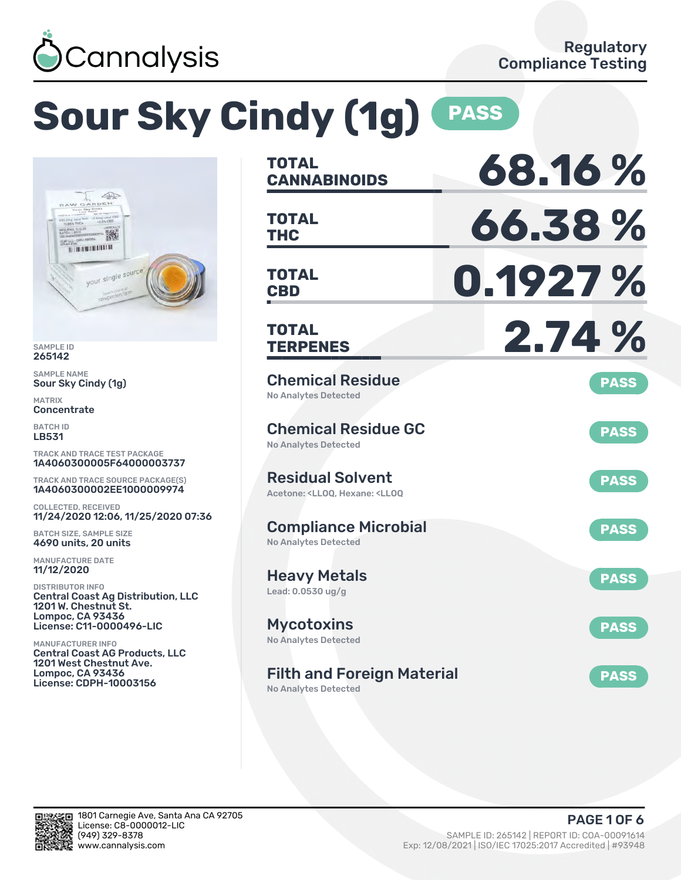Cannalysis

Regulatory Compliance Testing

# Sour Sky Cindy (1g) PASS

SAMPLE ID
265142

SAMPLE NAME
Sour Sky Cindy (1g)

MATRIX
Concentrate

BATCH ID
LB531

TRACK AND TRACE TEST PACKAGE
1A4060300005F64000003737

TRACK AND TRACE SOURCE PACKAGE(S)
1A4060300002EE1000009974

COLLECTED, RECEIVED
11/24/2020 12:06, 11/25/2020 07:36

BATCH SIZE, SAMPLE SIZE
4690 units, 20 units

MANUFACTURE DATE
11/12/2020

DISTRIBUTOR INFO
Central Coast Ag Distribution, LLC
1201 W. Chestnut St.
Lompoc, CA 93436
License: C11-0000496-LIC

MANUFACTURER INFO
Central Coast AG Products, LLC
1201 West Chestnut Ave.
Lompoc, CA 93436
License: CDPH-10003156

| | |
|---|---|
| **TOTAL CANNABINOIDS** | **68.16 %** |
| **TOTAL THC** | **66.38 %** |
| **TOTAL CBD** | **0.1927 %** |
| **TOTAL TERPENES** | **2.74 %** |

| Test | Result | Status |
|---|---|---|
| Chemical Residue | No Analytes Detected | PASS |
| Chemical Residue GC | No Analytes Detected | PASS |
| Residual Solvent | Acetone: <LLOQ, Hexane: <LLOQ | PASS |
| Compliance Microbial | No Analytes Detected | PASS |
| Heavy Metals | Lead: 0.0530 ug/g | PASS |
| Mycotoxins | No Analytes Detected | PASS |
| Filth and Foreign Material | No Analytes Detected | PASS |

1801 Carnegie Ave, Santa Ana CA 92705
License: C8-0000012-LIC
(949) 329-8378
www.cannalysis.com

SAMPLE ID: 265142 | REPORT ID: COA-00091614
Exp: 12/08/2021 | ISO/IEC 17025:2017 Accredited | #93948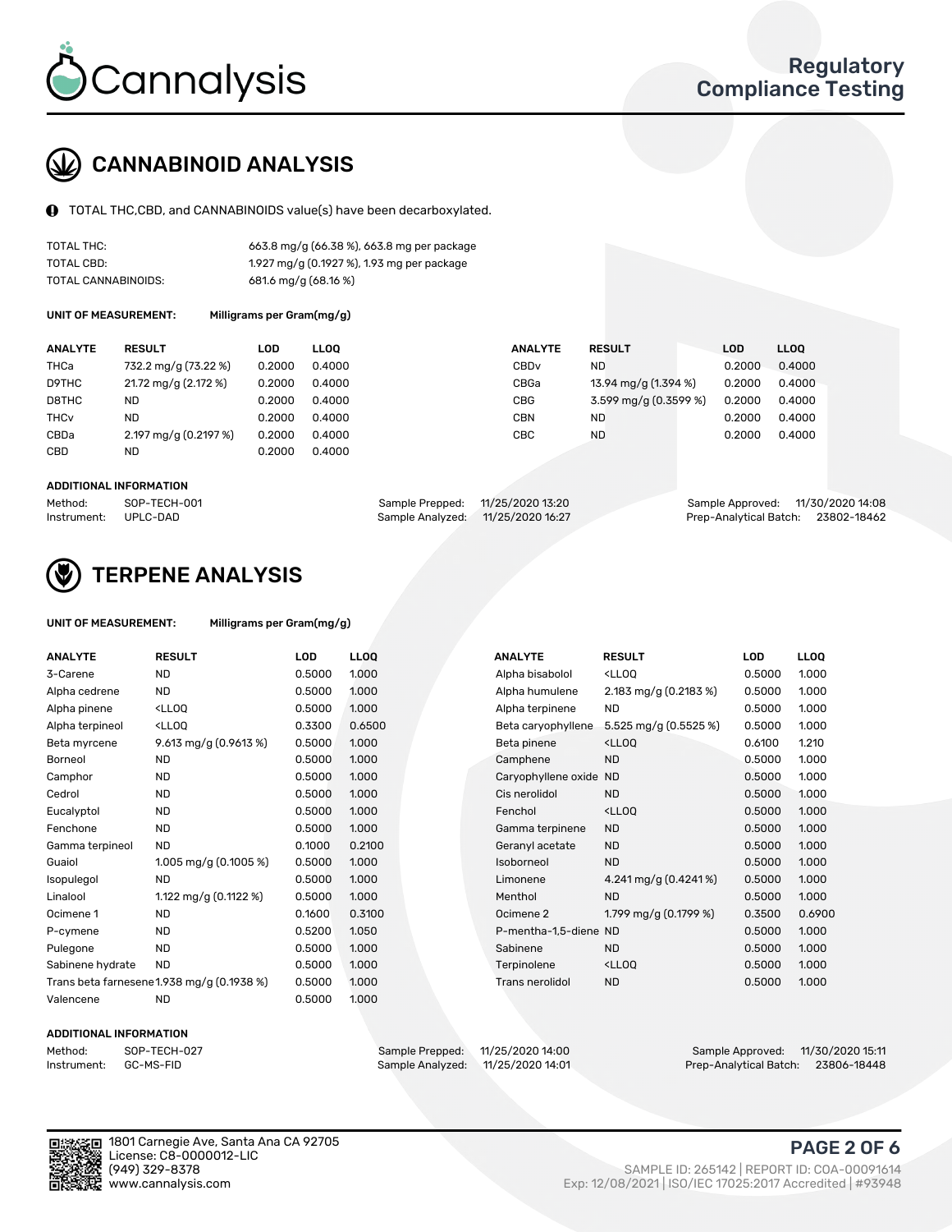# CANNABINOID ANALYSIS

TOTAL THC,CBD, and CANNABINOIDS value(s) have been decarboxylated.

| | |
|---|---|
| TOTAL THC: | 663.8 mg/g (66.38 %), 663.8 mg per package |
| TOTAL CBD: | 1.927 mg/g (0.1927 %), 1.93 mg per package |
| TOTAL CANNABINOIDS: | 681.6 mg/g (68.16 %) |

**UNIT OF MEASUREMENT:** Milligrams per Gram(mg/g)

| ANALYTE | RESULT | LOD | LLOQ |
|---|---|---|---|
| THCa | 732.2 mg/g (73.22 %) | 0.2000 | 0.4000 |
| D9THC | 21.72 mg/g (2.172 %) | 0.2000 | 0.4000 |
| D8THC | ND | 0.2000 | 0.4000 |
| THCv | ND | 0.2000 | 0.4000 |
| CBDa | 2.197 mg/g (0.2197 %) | 0.2000 | 0.4000 |
| CBD | ND | 0.2000 | 0.4000 |
| CBDv | ND | 0.2000 | 0.4000 |
| CBGa | 13.94 mg/g (1.394 %) | 0.2000 | 0.4000 |
| CBG | 3.599 mg/g (0.3599 %) | 0.2000 | 0.4000 |
| CBN | ND | 0.2000 | 0.4000 |
| CBC | ND | 0.2000 | 0.4000 |

**ADDITIONAL INFORMATION**

| | | | | | |
|---|---|---|---|---|---|
| Method: | SOP-TECH-001 | Sample Prepped: | 11/25/2020 13:20 | Sample Approved: | 11/30/2020 14:08 |
| Instrument: | UPLC-DAD | Sample Analyzed: | 11/25/2020 16:27 | Prep-Analytical Batch: | 23802-18462 |

# TERPENE ANALYSIS

**UNIT OF MEASUREMENT:** Milligrams per Gram(mg/g)

| ANALYTE | RESULT | LOD | LLOQ |
|---|---|---|---|
| 3-Carene | ND | 0.5000 | 1.000 |
| Alpha cedrene | ND | 0.5000 | 1.000 |
| Alpha pinene | <LLOQ | 0.5000 | 1.000 |
| Alpha terpineol | <LLOQ | 0.3300 | 0.6500 |
| Beta myrcene | 9.613 mg/g (0.9613 %) | 0.5000 | 1.000 |
| Borneol | ND | 0.5000 | 1.000 |
| Camphor | ND | 0.5000 | 1.000 |
| Cedrol | ND | 0.5000 | 1.000 |
| Eucalyptol | ND | 0.5000 | 1.000 |
| Fenchone | ND | 0.5000 | 1.000 |
| Gamma terpineol | ND | 0.1000 | 0.2100 |
| Guaiol | 1.005 mg/g (0.1005 %) | 0.5000 | 1.000 |
| Isopulegol | ND | 0.5000 | 1.000 |
| Linalool | 1.122 mg/g (0.1122 %) | 0.5000 | 1.000 |
| Ocimene 1 | ND | 0.1600 | 0.3100 |
| P-cymene | ND | 0.5200 | 1.050 |
| Pulegone | ND | 0.5000 | 1.000 |
| Sabinene hydrate | ND | 0.5000 | 1.000 |
| Trans beta farnesene | 1.938 mg/g (0.1938 %) | 0.5000 | 1.000 |
| Valencene | ND | 0.5000 | 1.000 |
| Alpha bisabolol | <LLOQ | 0.5000 | 1.000 |
| Alpha humulene | 2.183 mg/g (0.2183 %) | 0.5000 | 1.000 |
| Alpha terpinene | ND | 0.5000 | 1.000 |
| Beta caryophyllene | 5.525 mg/g (0.5525 %) | 0.5000 | 1.000 |
| Beta pinene | <LLOQ | 0.6100 | 1.210 |
| Camphene | ND | 0.5000 | 1.000 |
| Caryophyllene oxide | ND | 0.5000 | 1.000 |
| Cis nerolidol | ND | 0.5000 | 1.000 |
| Fenchol | <LLOQ | 0.5000 | 1.000 |
| Gamma terpinene | ND | 0.5000 | 1.000 |
| Geranyl acetate | ND | 0.5000 | 1.000 |
| Isoborneol | ND | 0.5000 | 1.000 |
| Limonene | 4.241 mg/g (0.4241 %) | 0.5000 | 1.000 |
| Menthol | ND | 0.5000 | 1.000 |
| Ocimene 2 | 1.799 mg/g (0.1799 %) | 0.3500 | 0.6900 |
| P-mentha-1,5-diene | ND | 0.5000 | 1.000 |
| Sabinene | ND | 0.5000 | 1.000 |
| Terpinolene | <LLOQ | 0.5000 | 1.000 |
| Trans nerolidol | ND | 0.5000 | 1.000 |

**ADDITIONAL INFORMATION**

| | | | | | |
|---|---|---|---|---|---|
| Method: | SOP-TECH-027 | Sample Prepped: | 11/25/2020 14:00 | Sample Approved: | 11/30/2020 15:11 |
| Instrument: | GC-MS-FID | Sample Analyzed: | 11/25/2020 14:01 | Prep-Analytical Batch: | 23806-18448 |

1801 Carnegie Ave, Santa Ana CA 92705
License: C8-0000012-LIC
(949) 329-8378
www.cannalysis.com

SAMPLE ID: 265142 | REPORT ID: COA-00091614
Exp: 12/08/2021 | ISO/IEC 17025:2017 Accredited | #93948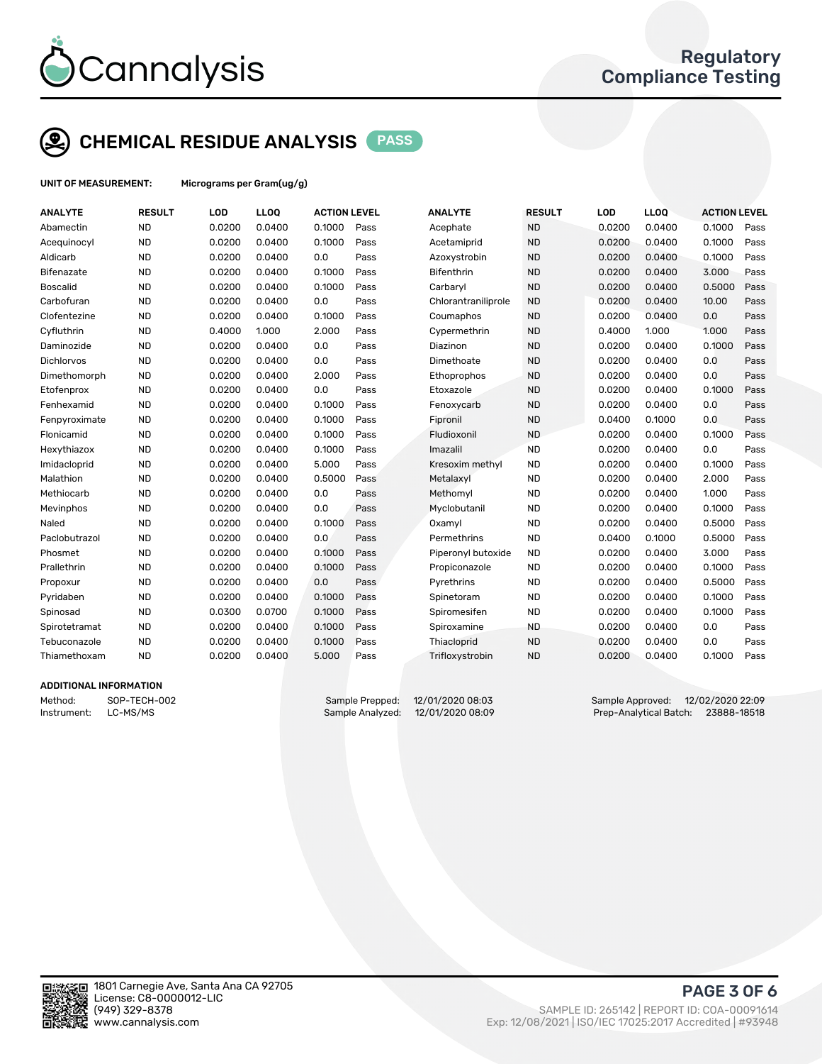# CHEMICAL RESIDUE ANALYSIS PASS

**UNIT OF MEASUREMENT:** Micrograms per Gram(ug/g)

| ANALYTE | RESULT | LOD | LLOQ | ACTION LEVEL | | ANALYTE | RESULT | LOD | LLOQ | ACTION LEVEL | |
|---|---|---|---|---|---|---|---|---|---|---|---|
| Abamectin | ND | 0.0200 | 0.0400 | 0.1000 | Pass | Acephate | ND | 0.0200 | 0.0400 | 0.1000 | Pass |
| Acequinocyl | ND | 0.0200 | 0.0400 | 0.1000 | Pass | Acetamiprid | ND | 0.0200 | 0.0400 | 0.1000 | Pass |
| Aldicarb | ND | 0.0200 | 0.0400 | 0.0 | Pass | Azoxystrobin | ND | 0.0200 | 0.0400 | 0.1000 | Pass |
| Bifenazate | ND | 0.0200 | 0.0400 | 0.1000 | Pass | Bifenthrin | ND | 0.0200 | 0.0400 | 3.000 | Pass |
| Boscalid | ND | 0.0200 | 0.0400 | 0.1000 | Pass | Carbaryl | ND | 0.0200 | 0.0400 | 0.5000 | Pass |
| Carbofuran | ND | 0.0200 | 0.0400 | 0.0 | Pass | Chlorantraniliprole | ND | 0.0200 | 0.0400 | 10.00 | Pass |
| Clofentezine | ND | 0.0200 | 0.0400 | 0.1000 | Pass | Coumaphos | ND | 0.0200 | 0.0400 | 0.0 | Pass |
| Cyfluthrin | ND | 0.4000 | 1.000 | 2.000 | Pass | Cypermethrin | ND | 0.4000 | 1.000 | 1.000 | Pass |
| Daminozide | ND | 0.0200 | 0.0400 | 0.0 | Pass | Diazinon | ND | 0.0200 | 0.0400 | 0.1000 | Pass |
| Dichlorvos | ND | 0.0200 | 0.0400 | 0.0 | Pass | Dimethoate | ND | 0.0200 | 0.0400 | 0.0 | Pass |
| Dimethomorph | ND | 0.0200 | 0.0400 | 2.000 | Pass | Ethoprophos | ND | 0.0200 | 0.0400 | 0.0 | Pass |
| Etofenprox | ND | 0.0200 | 0.0400 | 0.0 | Pass | Etoxazole | ND | 0.0200 | 0.0400 | 0.1000 | Pass |
| Fenhexamid | ND | 0.0200 | 0.0400 | 0.1000 | Pass | Fenoxycarb | ND | 0.0200 | 0.0400 | 0.0 | Pass |
| Fenpyroximate | ND | 0.0200 | 0.0400 | 0.1000 | Pass | Fipronil | ND | 0.0400 | 0.1000 | 0.0 | Pass |
| Flonicamid | ND | 0.0200 | 0.0400 | 0.1000 | Pass | Fludioxonil | ND | 0.0200 | 0.0400 | 0.1000 | Pass |
| Hexythiazox | ND | 0.0200 | 0.0400 | 0.1000 | Pass | Imazalil | ND | 0.0200 | 0.0400 | 0.0 | Pass |
| Imidacloprid | ND | 0.0200 | 0.0400 | 5.000 | Pass | Kresoxim methyl | ND | 0.0200 | 0.0400 | 0.1000 | Pass |
| Malathion | ND | 0.0200 | 0.0400 | 0.5000 | Pass | Metalaxyl | ND | 0.0200 | 0.0400 | 2.000 | Pass |
| Methiocarb | ND | 0.0200 | 0.0400 | 0.0 | Pass | Methomyl | ND | 0.0200 | 0.0400 | 1.000 | Pass |
| Mevinphos | ND | 0.0200 | 0.0400 | 0.0 | Pass | Myclobutanil | ND | 0.0200 | 0.0400 | 0.1000 | Pass |
| Naled | ND | 0.0200 | 0.0400 | 0.1000 | Pass | Oxamyl | ND | 0.0200 | 0.0400 | 0.5000 | Pass |
| Paclobutrazol | ND | 0.0200 | 0.0400 | 0.0 | Pass | Permethrins | ND | 0.0400 | 0.1000 | 0.5000 | Pass |
| Phosmet | ND | 0.0200 | 0.0400 | 0.1000 | Pass | Piperonyl butoxide | ND | 0.0200 | 0.0400 | 3.000 | Pass |
| Prallethrin | ND | 0.0200 | 0.0400 | 0.1000 | Pass | Propiconazole | ND | 0.0200 | 0.0400 | 0.1000 | Pass |
| Propoxur | ND | 0.0200 | 0.0400 | 0.0 | Pass | Pyrethrins | ND | 0.0200 | 0.0400 | 0.5000 | Pass |
| Pyridaben | ND | 0.0200 | 0.0400 | 0.1000 | Pass | Spinetoram | ND | 0.0200 | 0.0400 | 0.1000 | Pass |
| Spinosad | ND | 0.0300 | 0.0700 | 0.1000 | Pass | Spiromesifen | ND | 0.0200 | 0.0400 | 0.1000 | Pass |
| Spirotetramat | ND | 0.0200 | 0.0400 | 0.1000 | Pass | Spiroxamine | ND | 0.0200 | 0.0400 | 0.0 | Pass |
| Tebuconazole | ND | 0.0200 | 0.0400 | 0.1000 | Pass | Thiacloprid | ND | 0.0200 | 0.0400 | 0.0 | Pass |
| Thiamethoxam | ND | 0.0200 | 0.0400 | 5.000 | Pass | Trifloxystrobin | ND | 0.0200 | 0.0400 | 0.1000 | Pass |

## ADDITIONAL INFORMATION

Method: SOP-TECH-002
Instrument: LC-MS/MS

Sample Prepped: 12/01/2020 08:03
Sample Analyzed: 12/01/2020 08:09

Sample Approved: 12/02/2020 22:09
Prep-Analytical Batch: 23888-18518

1801 Carnegie Ave, Santa Ana CA 92705
License: C8-0000012-LIC
(949) 329-8378
www.cannalysis.com

SAMPLE ID: 265142 | REPORT ID: COA-00091614
Exp: 12/08/2021 | ISO/IEC 17025:2017 Accredited | #93948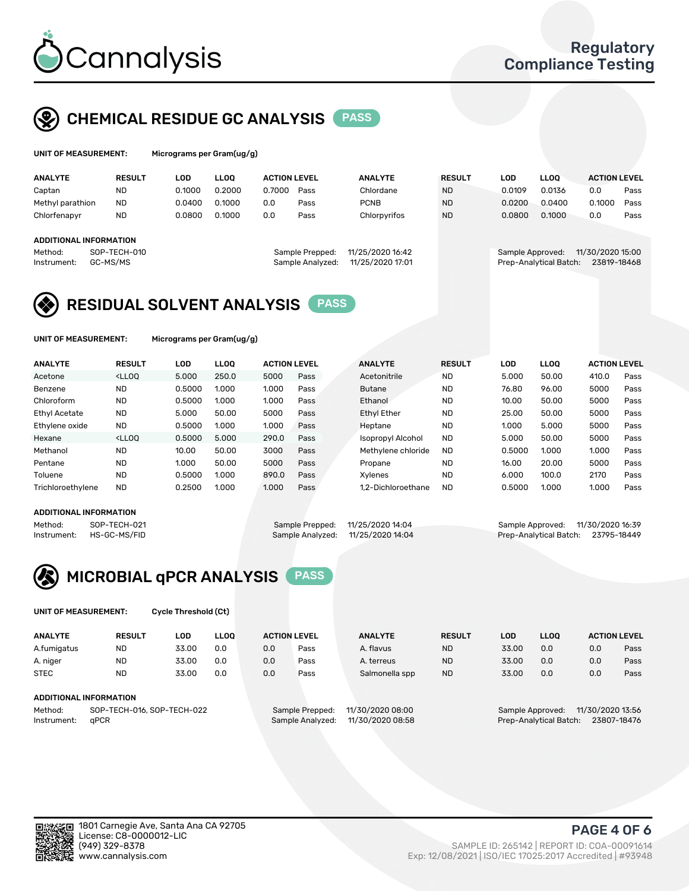Cannalysis

Regulatory Compliance Testing

## CHEMICAL RESIDUE GC ANALYSIS PASS

**UNIT OF MEASUREMENT:** Micrograms per Gram(ug/g)

| ANALYTE | RESULT | LOD | LLOQ | ACTION LEVEL | | ANALYTE | RESULT | LOD | LLOQ | ACTION LEVEL | |
|---|---|---|---|---|---|---|---|---|---|---|---|
| Captan | ND | 0.1000 | 0.2000 | 0.7000 | Pass | Chlordane | ND | 0.0109 | 0.0136 | 0.0 | Pass |
| Methyl parathion | ND | 0.0400 | 0.1000 | 0.0 | Pass | PCNB | ND | 0.0200 | 0.0400 | 0.1000 | Pass |
| Chlorfenapyr | ND | 0.0800 | 0.1000 | 0.0 | Pass | Chlorpyrifos | ND | 0.0800 | 0.1000 | 0.0 | Pass |

**ADDITIONAL INFORMATION**

Method: SOP-TECH-010
Instrument: GC-MS/MS
Sample Prepped: 11/25/2020 16:42
Sample Analyzed: 11/25/2020 17:01
Sample Approved: 11/30/2020 15:00
Prep-Analytical Batch: 23819-18468

## RESIDUAL SOLVENT ANALYSIS PASS

**UNIT OF MEASUREMENT:** Micrograms per Gram(ug/g)

| ANALYTE | RESULT | LOD | LLOQ | ACTION LEVEL | | ANALYTE | RESULT | LOD | LLOQ | ACTION LEVEL | |
|---|---|---|---|---|---|---|---|---|---|---|---|
| Acetone | <LLOQ | 5.000 | 250.0 | 5000 | Pass | Acetonitrile | ND | 5.000 | 50.00 | 410.0 | Pass |
| Benzene | ND | 0.5000 | 1.000 | 1.000 | Pass | Butane | ND | 76.80 | 96.00 | 5000 | Pass |
| Chloroform | ND | 0.5000 | 1.000 | 1.000 | Pass | Ethanol | ND | 10.00 | 50.00 | 5000 | Pass |
| Ethyl Acetate | ND | 5.000 | 50.00 | 5000 | Pass | Ethyl Ether | ND | 25.00 | 50.00 | 5000 | Pass |
| Ethylene oxide | ND | 0.5000 | 1.000 | 1.000 | Pass | Heptane | ND | 1.000 | 5.000 | 5000 | Pass |
| Hexane | <LLOQ | 0.5000 | 5.000 | 290.0 | Pass | Isopropyl Alcohol | ND | 5.000 | 50.00 | 5000 | Pass |
| Methanol | ND | 10.00 | 50.00 | 3000 | Pass | Methylene chloride | ND | 0.5000 | 1.000 | 1.000 | Pass |
| Pentane | ND | 1.000 | 50.00 | 5000 | Pass | Propane | ND | 16.00 | 20.00 | 5000 | Pass |
| Toluene | ND | 0.5000 | 1.000 | 890.0 | Pass | Xylenes | ND | 6.000 | 100.0 | 2170 | Pass |
| Trichloroethylene | ND | 0.2500 | 1.000 | 1.000 | Pass | 1,2-Dichloroethane | ND | 0.5000 | 1.000 | 1.000 | Pass |

**ADDITIONAL INFORMATION**

Method: SOP-TECH-021
Instrument: HS-GC-MS/FID
Sample Prepped: 11/25/2020 14:04
Sample Analyzed: 11/25/2020 14:04
Sample Approved: 11/30/2020 16:39
Prep-Analytical Batch: 23795-18449

## MICROBIAL qPCR ANALYSIS PASS

**UNIT OF MEASUREMENT:** Cycle Threshold (Ct)

| ANALYTE | RESULT | LOD | LLOQ | ACTION LEVEL | | ANALYTE | RESULT | LOD | LLOQ | ACTION LEVEL | |
|---|---|---|---|---|---|---|---|---|---|---|---|
| A.fumigatus | ND | 33.00 | 0.0 | 0.0 | Pass | A. flavus | ND | 33.00 | 0.0 | 0.0 | Pass |
| A. niger | ND | 33.00 | 0.0 | 0.0 | Pass | A. terreus | ND | 33.00 | 0.0 | 0.0 | Pass |
| STEC | ND | 33.00 | 0.0 | 0.0 | Pass | Salmonella spp | ND | 33.00 | 0.0 | 0.0 | Pass |

**ADDITIONAL INFORMATION**

Method: SOP-TECH-016, SOP-TECH-022
Instrument: qPCR
Sample Prepped: 11/30/2020 08:00
Sample Analyzed: 11/30/2020 08:58
Sample Approved: 11/30/2020 13:56
Prep-Analytical Batch: 23807-18476

1801 Carnegie Ave, Santa Ana CA 92705
License: C8-0000012-LIC
(949) 329-8378
www.cannalysis.com

SAMPLE ID: 265142 | REPORT ID: COA-00091614
Exp: 12/08/2021 | ISO/IEC 17025:2017 Accredited | #93948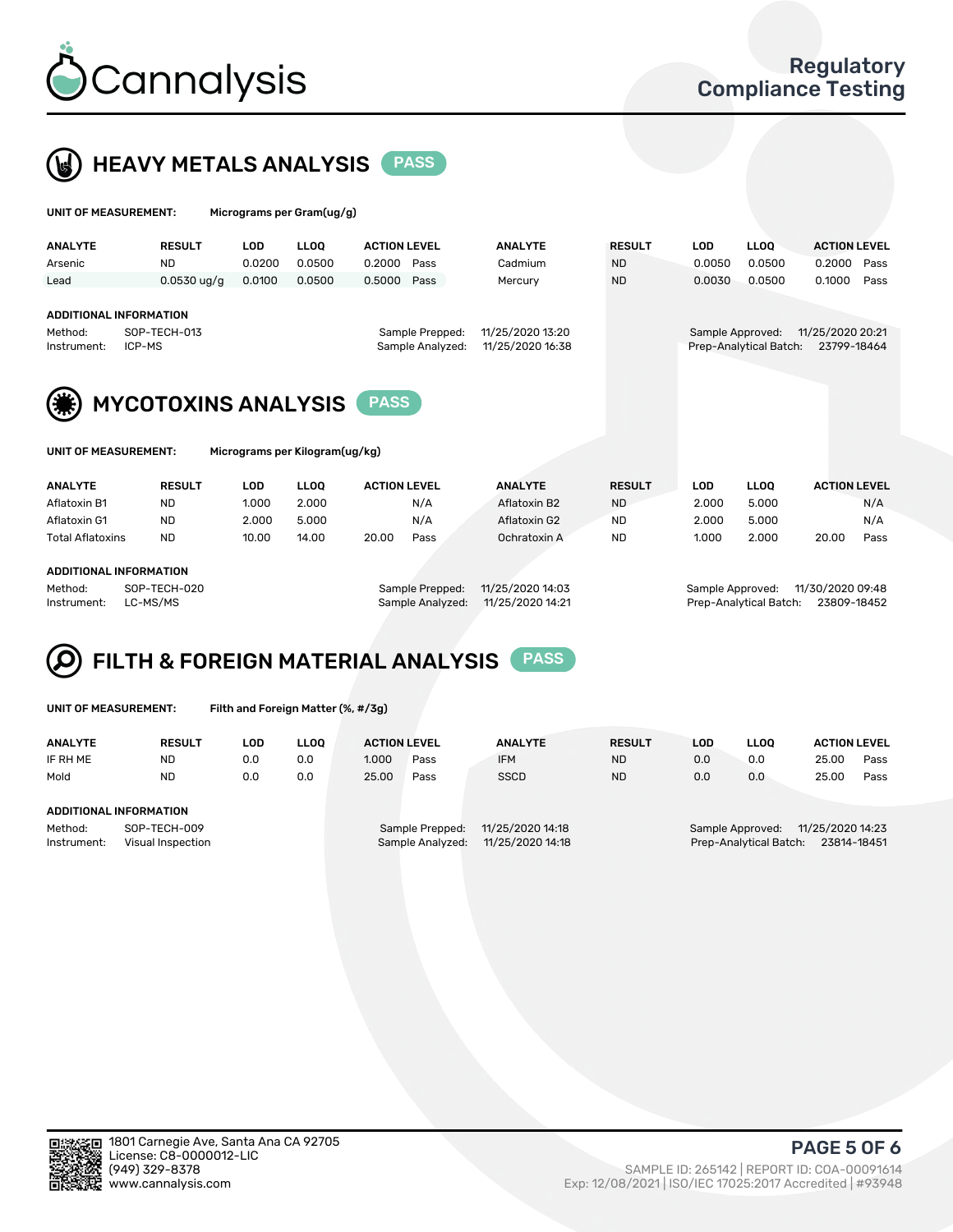Cannalysis

Regulatory Compliance Testing

## HEAVY METALS ANALYSIS PASS

**UNIT OF MEASUREMENT:** Micrograms per Gram(ug/g)

| ANALYTE | RESULT | LOD | LLOQ | ACTION LEVEL | | ANALYTE | RESULT | LOD | LLOQ | ACTION LEVEL | |
|---|---|---|---|---|---|---|---|---|---|---|---|
| Arsenic | ND | 0.0200 | 0.0500 | 0.2000 | Pass | Cadmium | ND | 0.0050 | 0.0500 | 0.2000 | Pass |
| Lead | 0.0530 ug/g | 0.0100 | 0.0500 | 0.5000 | Pass | Mercury | ND | 0.0030 | 0.0500 | 0.1000 | Pass |

**ADDITIONAL INFORMATION**

Method: SOP-TECH-013
Instrument: ICP-MS

Sample Prepped: 11/25/2020 13:20
Sample Analyzed: 11/25/2020 16:38

Sample Approved: 11/25/2020 20:21
Prep-Analytical Batch: 23799-18464

## MYCOTOXINS ANALYSIS PASS

**UNIT OF MEASUREMENT:** Micrograms per Kilogram(ug/kg)

| ANALYTE | RESULT | LOD | LLOQ | ACTION LEVEL | | ANALYTE | RESULT | LOD | LLOQ | ACTION LEVEL | |
|---|---|---|---|---|---|---|---|---|---|---|---|
| Aflatoxin B1 | ND | 1.000 | 2.000 | | N/A | Aflatoxin B2 | ND | 2.000 | 5.000 | | N/A |
| Aflatoxin G1 | ND | 2.000 | 5.000 | | N/A | Aflatoxin G2 | ND | 2.000 | 5.000 | | N/A |
| Total Aflatoxins | ND | 10.00 | 14.00 | 20.00 | Pass | Ochratoxin A | ND | 1.000 | 2.000 | 20.00 | Pass |

**ADDITIONAL INFORMATION**

Method: SOP-TECH-020
Instrument: LC-MS/MS

Sample Prepped: 11/25/2020 14:03
Sample Analyzed: 11/25/2020 14:21

Sample Approved: 11/30/2020 09:48
Prep-Analytical Batch: 23809-18452

## FILTH & FOREIGN MATERIAL ANALYSIS PASS

**UNIT OF MEASUREMENT:** Filth and Foreign Matter (%, #/3g)

| ANALYTE | RESULT | LOD | LLOQ | ACTION LEVEL | | ANALYTE | RESULT | LOD | LLOQ | ACTION LEVEL | |
|---|---|---|---|---|---|---|---|---|---|---|---|
| IF RH ME | ND | 0.0 | 0.0 | 1.000 | Pass | IFM | ND | 0.0 | 0.0 | 25.00 | Pass |
| Mold | ND | 0.0 | 0.0 | 25.00 | Pass | SSCD | ND | 0.0 | 0.0 | 25.00 | Pass |

**ADDITIONAL INFORMATION**

Method: SOP-TECH-009
Instrument: Visual Inspection

Sample Prepped: 11/25/2020 14:18
Sample Analyzed: 11/25/2020 14:18

Sample Approved: 11/25/2020 14:23
Prep-Analytical Batch: 23814-18451

1801 Carnegie Ave, Santa Ana CA 92705
License: C8-0000012-LIC
(949) 329-8378
www.cannalysis.com

SAMPLE ID: 265142 | REPORT ID: COA-00091614
Exp: 12/08/2021 | ISO/IEC 17025:2017 Accredited | #93948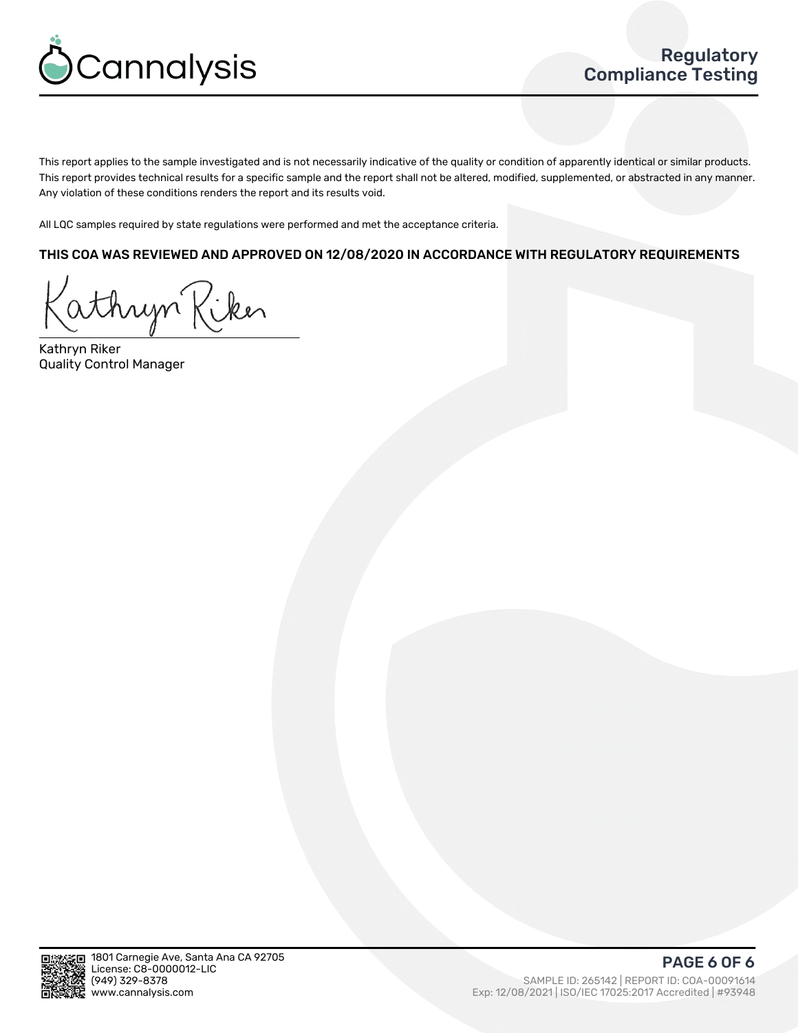This report applies to the sample investigated and is not necessarily indicative of the quality or condition of apparently identical or similar products. This report provides technical results for a specific sample and the report shall not be altered, modified, supplemented, or abstracted in any manner. Any violation of these conditions renders the report and its results void.

All LQC samples required by state regulations were performed and met the acceptance criteria.

**THIS COA WAS REVIEWED AND APPROVED ON 12/08/2020 IN ACCORDANCE WITH REGULATORY REQUIREMENTS**

Kathryn Riker
Quality Control Manager

1801 Carnegie Ave, Santa Ana CA 92705
License: C8-0000012-LIC
(949) 329-8378
www.cannalysis.com

SAMPLE ID: 265142 | REPORT ID: COA-00091614
Exp: 12/08/2021 | ISO/IEC 17025:2017 Accredited | #93948